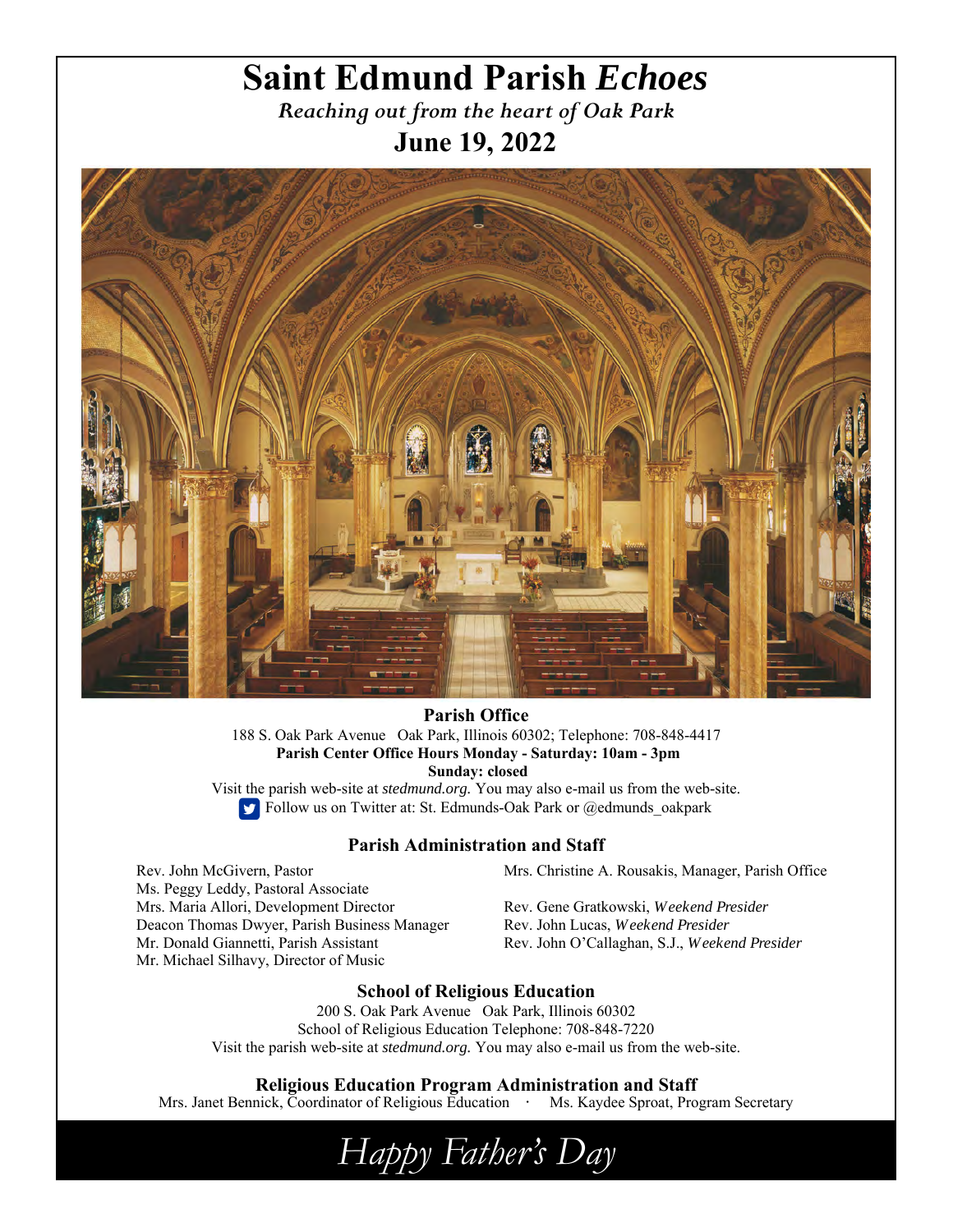# Saint Edmund Parish *Echoes*

*Reaching out from the heart of Oak Park*

## June 19, 2022

### Parish Office

188 S. Oak Park Avenue   Oak Park, Illinois 60302; Telephone: 708-848-4417

**Parish Center Office Hours Monday - Saturday: 10am - 3pm**

**Sunday: closed**

Visit the parish web-site at *stedmund.org.* You may also e-mail us from the web-site.

Follow us on Twitter at: St. Edmunds-Oak Park or @edmunds_oakpark

### Parish Administration and Staff

Rev. John McGivern, Pastor
Ms. Peggy Leddy, Pastoral Associate
Mrs. Maria Allori, Development Director
Deacon Thomas Dwyer, Parish Business Manager
Mr. Donald Giannetti, Parish Assistant
Mr. Michael Silhavy, Director of Music

Mrs. Christine A. Rousakis, Manager, Parish Office

Rev. Gene Gratkowski, *Weekend Presider*
Rev. John Lucas, *Weekend Presider*
Rev. John O'Callaghan, S.J., *Weekend Presider*

### School of Religious Education

200 S. Oak Park Avenue   Oak Park, Illinois 60302

School of Religious Education Telephone: 708-848-7220

Visit the parish web-site at *stedmund.org.* You may also e-mail us from the web-site.

### Religious Education Program Administration and Staff

Mrs. Janet Bennick, Coordinator of Religious Education · Ms. Kaydee Sproat, Program Secretary

*Happy Father's Day*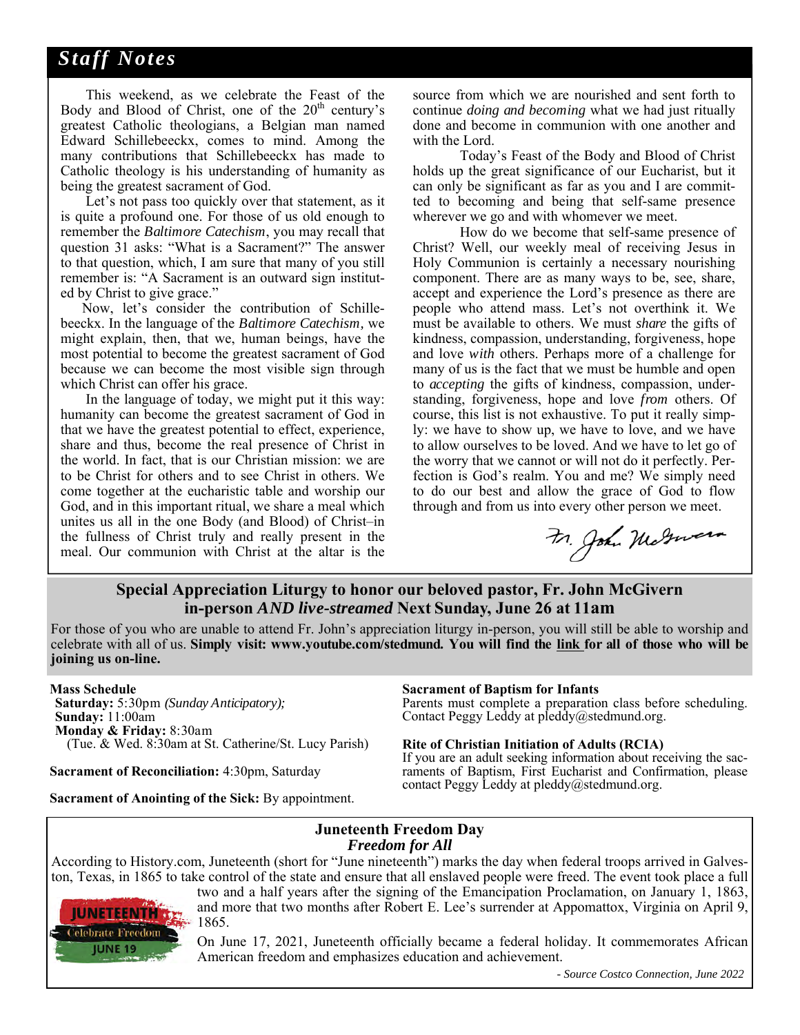## *Staff Notes*

This weekend, as we celebrate the Feast of the Body and Blood of Christ, one of the $20^{th}$ century's greatest Catholic theologians, a Belgian man named Edward Schillebeeckx, comes to mind. Among the many contributions that Schillebeeckx has made to Catholic theology is his understanding of humanity as being the greatest sacrament of God.

Let's not pass too quickly over that statement, as it is quite a profound one. For those of us old enough to remember the *Baltimore Catechism*, you may recall that question 31 asks: "What is a Sacrament?" The answer to that question, which, I am sure that many of you still remember is: "A Sacrament is an outward sign instituted by Christ to give grace."

Now, let's consider the contribution of Schillebeeckx. In the language of the *Baltimore Catechism*, we might explain, then, that we, human beings, have the most potential to become the greatest sacrament of God because we can become the most visible sign through which Christ can offer his grace.

In the language of today, we might put it this way: humanity can become the greatest sacrament of God in that we have the greatest potential to effect, experience, share and thus, become the real presence of Christ in the world. In fact, that is our Christian mission: we are to be Christ for others and to see Christ in others. We come together at the eucharistic table and worship our God, and in this important ritual, we share a meal which unites us all in the one Body (and Blood) of Christ–in the fullness of Christ truly and really present in the meal. Our communion with Christ at the altar is the source from which we are nourished and sent forth to continue *doing and becoming* what we had just ritually done and become in communion with one another and with the Lord.

Today's Feast of the Body and Blood of Christ holds up the great significance of our Eucharist, but it can only be significant as far as you and I are committed to becoming and being that self-same presence wherever we go and with whomever we meet.

How do we become that self-same presence of Christ? Well, our weekly meal of receiving Jesus in Holy Communion is certainly a necessary nourishing component. There are as many ways to be, see, share, accept and experience the Lord's presence as there are people who attend mass. Let's not overthink it. We must be available to others. We must *share* the gifts of kindness, compassion, understanding, forgiveness, hope and love *with* others. Perhaps more of a challenge for many of us is the fact that we must be humble and open to *accepting* the gifts of kindness, compassion, understanding, forgiveness, hope and love *from* others. Of course, this list is not exhaustive. To put it really simply: we have to show up, we have to love, and we have to allow ourselves to be loved. And we have to let go of the worry that we cannot or will not do it perfectly. Perfection is God's realm. You and me? We simply need to do our best and allow the grace of God to flow through and from us into every other person we meet.

Fr. John McGivern

### Special Appreciation Liturgy to honor our beloved pastor, Fr. John McGivern in-person *AND live-streamed* Next Sunday, June 26 at 11am

For those of you who are unable to attend Fr. John's appreciation liturgy in-person, you will still be able to worship and celebrate with all of us. **Simply visit: www.youtube.com/stedmund. You will find the link for all of those who will be joining us on-line.**

**Mass Schedule**
**Saturday:** 5:30pm *(Sunday Anticipatory);*
**Sunday:** 11:00am
**Monday & Friday:** 8:30am
(Tue. & Wed. 8:30am at St. Catherine/St. Lucy Parish)

**Sacrament of Reconciliation:** 4:30pm, Saturday

**Sacrament of Anointing of the Sick:** By appointment.

**Sacrament of Baptism for Infants**
Parents must complete a preparation class before scheduling. Contact Peggy Leddy at pleddy@stedmund.org.

**Rite of Christian Initiation of Adults (RCIA)**
If you are an adult seeking information about receiving the sacraments of Baptism, First Eucharist and Confirmation, please contact Peggy Leddy at pleddy@stedmund.org.

### Juneteenth Freedom Day
#### *Freedom for All*

According to History.com, Juneteenth (short for "June nineteenth") marks the day when federal troops arrived in Galveston, Texas, in 1865 to take control of the state and ensure that all enslaved people were freed. The event took place a full two and a half years after the signing of the Emancipation Proclamation, on January 1, 1863, and more that two months after Robert E. Lee's surrender at Appomattox, Virginia on April 9, 1865.

On June 17, 2021, Juneteenth officially became a federal holiday. It commemorates African American freedom and emphasizes education and achievement.

*- Source Costco Connection, June 2022*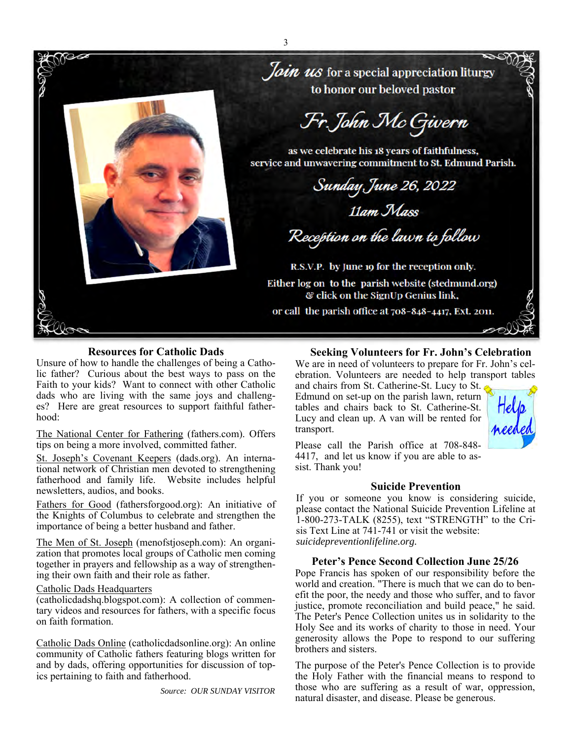*Join us* for a special appreciation liturgy
to honor our beloved pastor

## *Fr. John Mc Givern*

as we celebrate his 18 years of faithfulness,
service and unwavering commitment to St. Edmund Parish.

*Sunday, June 26, 2022*

*11am Mass*

*Reception on the lawn to follow*

R.S.V.P. by June 19 for the reception only.
Either log on to the parish website (stedmund.org)
& click on the SignUp Genius link,
or call the parish office at 708-848-4417, Ext. 2011.

### Resources for Catholic Dads

Unsure of how to handle the challenges of being a Catholic father? Curious about the best ways to pass on the Faith to your kids? Want to connect with other Catholic dads who are living with the same joys and challenges? Here are great resources to support faithful fatherhood:

The National Center for Fathering (fathers.com). Offers tips on being a more involved, committed father.

St. Joseph's Covenant Keepers (dads.org). An international network of Christian men devoted to strengthening fatherhood and family life. Website includes helpful newsletters, audios, and books.

Fathers for Good (fathersforgood.org): An initiative of the Knights of Columbus to celebrate and strengthen the importance of being a better husband and father.

The Men of St. Joseph (menofstjoseph.com): An organization that promotes local groups of Catholic men coming together in prayers and fellowship as a way of strengthening their own faith and their role as father.

Catholic Dads Headquarters (catholicdadshq.blogspot.com): A collection of commentary videos and resources for fathers, with a specific focus on faith formation.

Catholic Dads Online (catholicdadsonline.org): An online community of Catholic fathers featuring blogs written for and by dads, offering opportunities for discussion of topics pertaining to faith and fatherhood.

*Source: OUR SUNDAY VISITOR*

### Seeking Volunteers for Fr. John's Celebration

We are in need of volunteers to prepare for Fr. John's celebration. Volunteers are needed to help transport tables and chairs from St. Catherine-St. Lucy to St. Edmund on set-up on the parish lawn, return tables and chairs back to St. Catherine-St. Lucy and clean up. A van will be rented for transport.

Help needed

Please call the Parish office at 708-848-4417, and let us know if you are able to assist. Thank you!

### Suicide Prevention

If you or someone you know is considering suicide, please contact the National Suicide Prevention Lifeline at 1-800-273-TALK (8255), text "STRENGTH" to the Crisis Text Line at 741-741 or visit the website: *suicidepreventionlifeline.org.*

### Peter's Pence Second Collection June 25/26

Pope Francis has spoken of our responsibility before the world and creation. "There is much that we can do to benefit the poor, the needy and those who suffer, and to favor justice, promote reconciliation and build peace," he said. The Peter's Pence Collection unites us in solidarity to the Holy See and its works of charity to those in need. Your generosity allows the Pope to respond to our suffering brothers and sisters.

The purpose of the Peter's Pence Collection is to provide the Holy Father with the financial means to respond to those who are suffering as a result of war, oppression, natural disaster, and disease. Please be generous.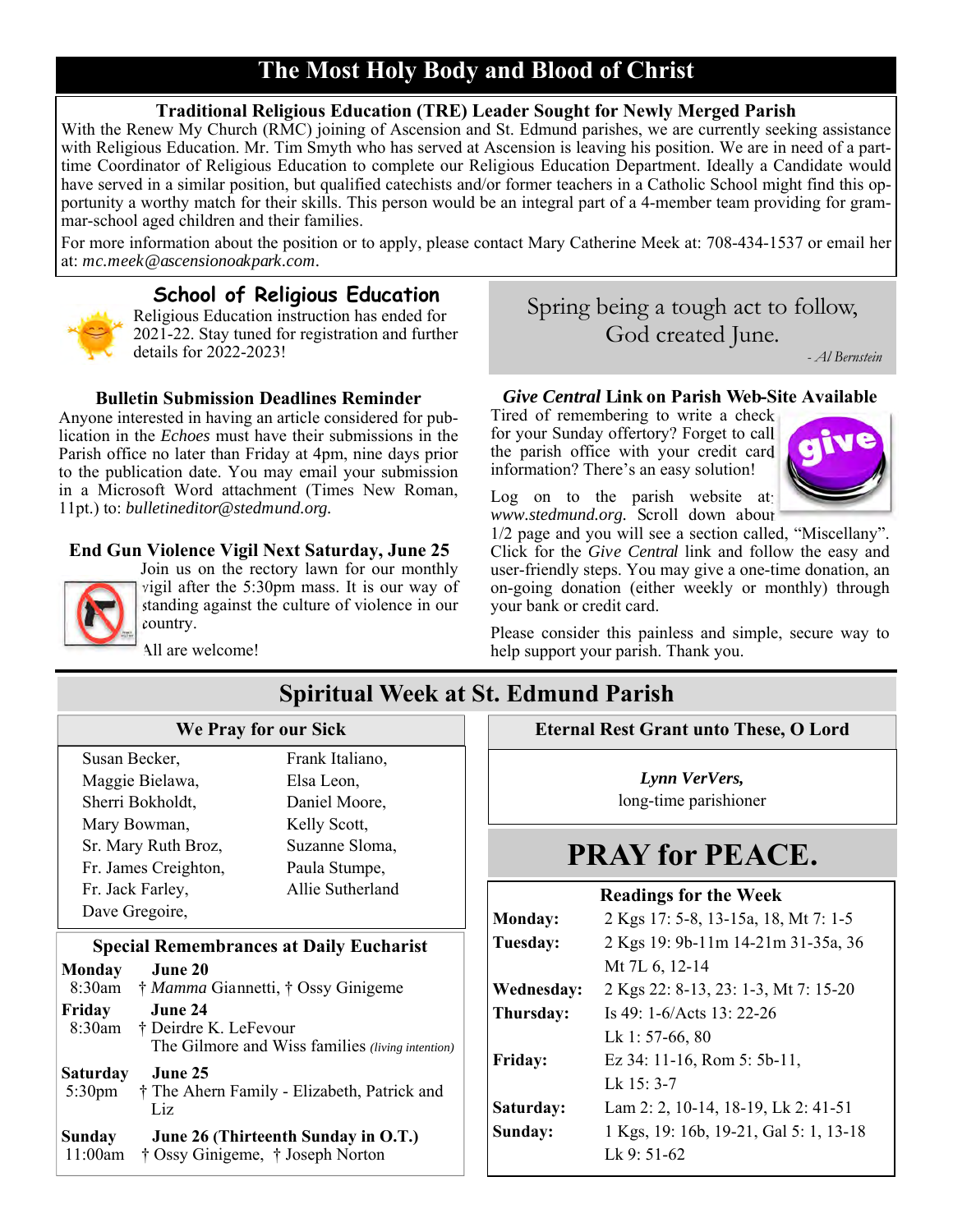# The Most Holy Body and Blood of Christ

### Traditional Religious Education (TRE) Leader Sought for Newly Merged Parish

With the Renew My Church (RMC) joining of Ascension and St. Edmund parishes, we are currently seeking assistance with Religious Education. Mr. Tim Smyth who has served at Ascension is leaving his position. We are in need of a part-time Coordinator of Religious Education to complete our Religious Education Department. Ideally a Candidate would have served in a similar position, but qualified catechists and/or former teachers in a Catholic School might find this opportunity a worthy match for their skills. This person would be an integral part of a 4-member team providing for grammar-school aged children and their families.

For more information about the position or to apply, please contact Mary Catherine Meek at: 708-434-1537 or email her at: *mc.meek@ascensionoakpark.com*.

### School of Religious Education

Religious Education instruction has ended for 2021-22. Stay tuned for registration and further details for 2022-2023!

### Bulletin Submission Deadlines Reminder

Anyone interested in having an article considered for publication in the *Echoes* must have their submissions in the Parish office no later than Friday at 4pm, nine days prior to the publication date. You may email your submission in a Microsoft Word attachment (Times New Roman, 11pt.) to: *bulletineditor@stedmund.org.*

### End Gun Violence Vigil Next Saturday, June 25

Join us on the rectory lawn for our monthly vigil after the 5:30pm mass. It is our way of standing against the culture of violence in our country.

All are welcome!

Spring being a tough act to follow,
God created June.

*- Al Bernstein*

### *Give Central* Link on Parish Web-Site Available

Tired of remembering to write a check for your Sunday offertory? Forget to call the parish office with your credit card information? There's an easy solution!

Log on to the parish website at: *www.stedmund.org.* Scroll down about 1/2 page and you will see a section called, "Miscellany". Click for the *Give Central* link and follow the easy and user-friendly steps. You may give a one-time donation, an on-going donation (either weekly or monthly) through your bank or credit card.

Please consider this painless and simple, secure way to help support your parish. Thank you.

## Spiritual Week at St. Edmund Parish

### We Pray for our Sick

Susan Becker,
Maggie Bielawa,
Sherri Bokholdt,
Mary Bowman,
Sr. Mary Ruth Broz,
Fr. James Creighton,
Fr. Jack Farley,
Dave Gregoire,
Frank Italiano,
Elsa Leon,
Daniel Moore,
Kelly Scott,
Suzanne Sloma,
Paula Stumpe,
Allie Sutherland

### Special Remembrances at Daily Eucharist

**Monday June 20**
8:30am † *Mamma* Giannetti, † Ossy Ginigeme

**Friday June 24**
8:30am † Deirdre K. LeFevour
The Gilmore and Wiss families *(living intention)*

**Saturday June 25**
5:30pm † The Ahern Family - Elizabeth, Patrick and Liz

**Sunday June 26 (Thirteenth Sunday in O.T.)**
11:00am † Ossy Ginigeme, † Joseph Norton

### Eternal Rest Grant unto These, O Lord

***Lynn VerVers,***
long-time parishioner

## PRAY for PEACE.

### Readings for the Week

| | |
|---|---|
| **Monday:** | 2 Kgs 17: 5-8, 13-15a, 18, Mt 7: 1-5 |
| **Tuesday:** | 2 Kgs 19: 9b-11m 14-21m 31-35a, 36 Mt 7L 6, 12-14 |
| **Wednesday:** | 2 Kgs 22: 8-13, 23: 1-3, Mt 7: 15-20 |
| **Thursday:** | Is 49: 1-6/Acts 13: 22-26 Lk 1: 57-66, 80 |
| **Friday:** | Ez 34: 11-16, Rom 5: 5b-11, Lk 15: 3-7 |
| **Saturday:** | Lam 2: 2, 10-14, 18-19, Lk 2: 41-51 |
| **Sunday:** | 1 Kgs, 19: 16b, 19-21, Gal 5: 1, 13-18 Lk 9: 51-62 |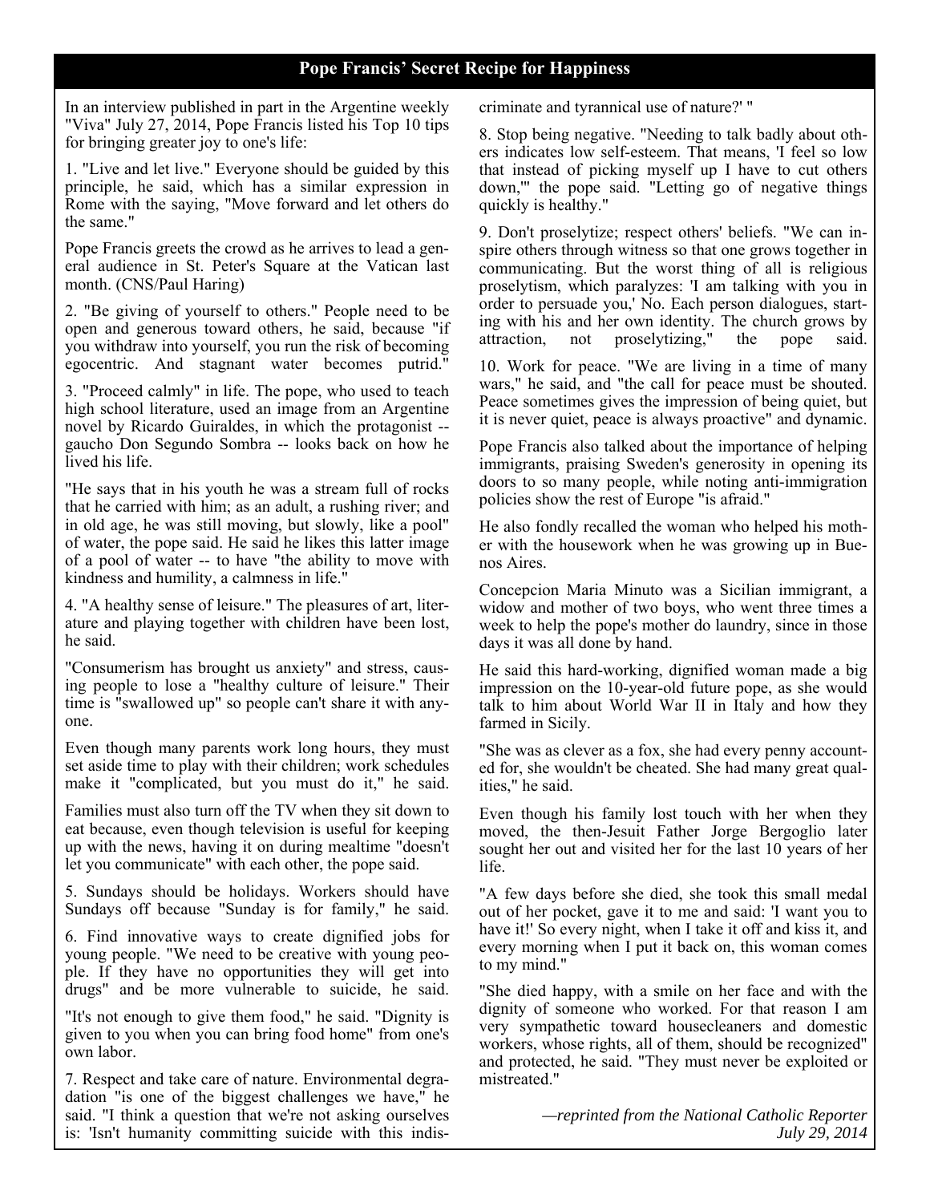## Pope Francis' Secret Recipe for Happiness

In an interview published in part in the Argentine weekly "Viva" July 27, 2014, Pope Francis listed his Top 10 tips for bringing greater joy to one's life:

1. "Live and let live." Everyone should be guided by this principle, he said, which has a similar expression in Rome with the saying, "Move forward and let others do the same."

Pope Francis greets the crowd as he arrives to lead a general audience in St. Peter's Square at the Vatican last month. (CNS/Paul Haring)

2. "Be giving of yourself to others." People need to be open and generous toward others, he said, because "if you withdraw into yourself, you run the risk of becoming egocentric. And stagnant water becomes putrid."

3. "Proceed calmly" in life. The pope, who used to teach high school literature, used an image from an Argentine novel by Ricardo Guiraldes, in which the protagonist -- gaucho Don Segundo Sombra -- looks back on how he lived his life.

"He says that in his youth he was a stream full of rocks that he carried with him; as an adult, a rushing river; and in old age, he was still moving, but slowly, like a pool" of water, the pope said. He said he likes this latter image of a pool of water -- to have "the ability to move with kindness and humility, a calmness in life."

4. "A healthy sense of leisure." The pleasures of art, literature and playing together with children have been lost, he said.

"Consumerism has brought us anxiety" and stress, causing people to lose a "healthy culture of leisure." Their time is "swallowed up" so people can't share it with anyone.

Even though many parents work long hours, they must set aside time to play with their children; work schedules make it "complicated, but you must do it," he said.

Families must also turn off the TV when they sit down to eat because, even though television is useful for keeping up with the news, having it on during mealtime "doesn't let you communicate" with each other, the pope said.

5. Sundays should be holidays. Workers should have Sundays off because "Sunday is for family," he said.

6. Find innovative ways to create dignified jobs for young people. "We need to be creative with young people. If they have no opportunities they will get into drugs" and be more vulnerable to suicide, he said.

"It's not enough to give them food," he said. "Dignity is given to you when you can bring food home" from one's own labor.

7. Respect and take care of nature. Environmental degradation "is one of the biggest challenges we have," he said. "I think a question that we're not asking ourselves is: 'Isn't humanity committing suicide with this indiscriminate and tyrannical use of nature?' "

8. Stop being negative. "Needing to talk badly about others indicates low self-esteem. That means, 'I feel so low that instead of picking myself up I have to cut others down,'" the pope said. "Letting go of negative things quickly is healthy."

9. Don't proselytize; respect others' beliefs. "We can inspire others through witness so that one grows together in communicating. But the worst thing of all is religious proselytism, which paralyzes: 'I am talking with you in order to persuade you,' No. Each person dialogues, starting with his and her own identity. The church grows by attraction, not proselytizing," the pope said.

10. Work for peace. "We are living in a time of many wars," he said, and "the call for peace must be shouted. Peace sometimes gives the impression of being quiet, but it is never quiet, peace is always proactive" and dynamic.

Pope Francis also talked about the importance of helping immigrants, praising Sweden's generosity in opening its doors to so many people, while noting anti-immigration policies show the rest of Europe "is afraid."

He also fondly recalled the woman who helped his mother with the housework when he was growing up in Buenos Aires.

Concepcion Maria Minuto was a Sicilian immigrant, a widow and mother of two boys, who went three times a week to help the pope's mother do laundry, since in those days it was all done by hand.

He said this hard-working, dignified woman made a big impression on the 10-year-old future pope, as she would talk to him about World War II in Italy and how they farmed in Sicily.

"She was as clever as a fox, she had every penny accounted for, she wouldn't be cheated. She had many great qualities," he said.

Even though his family lost touch with her when they moved, the then-Jesuit Father Jorge Bergoglio later sought her out and visited her for the last 10 years of her life.

"A few days before she died, she took this small medal out of her pocket, gave it to me and said: 'I want you to have it!' So every night, when I take it off and kiss it, and every morning when I put it back on, this woman comes to my mind."

"She died happy, with a smile on her face and with the dignity of someone who worked. For that reason I am very sympathetic toward housecleaners and domestic workers, whose rights, all of them, should be recognized" and protected, he said. "They must never be exploited or mistreated."

*—reprinted from the National Catholic Reporter July 29, 2014*